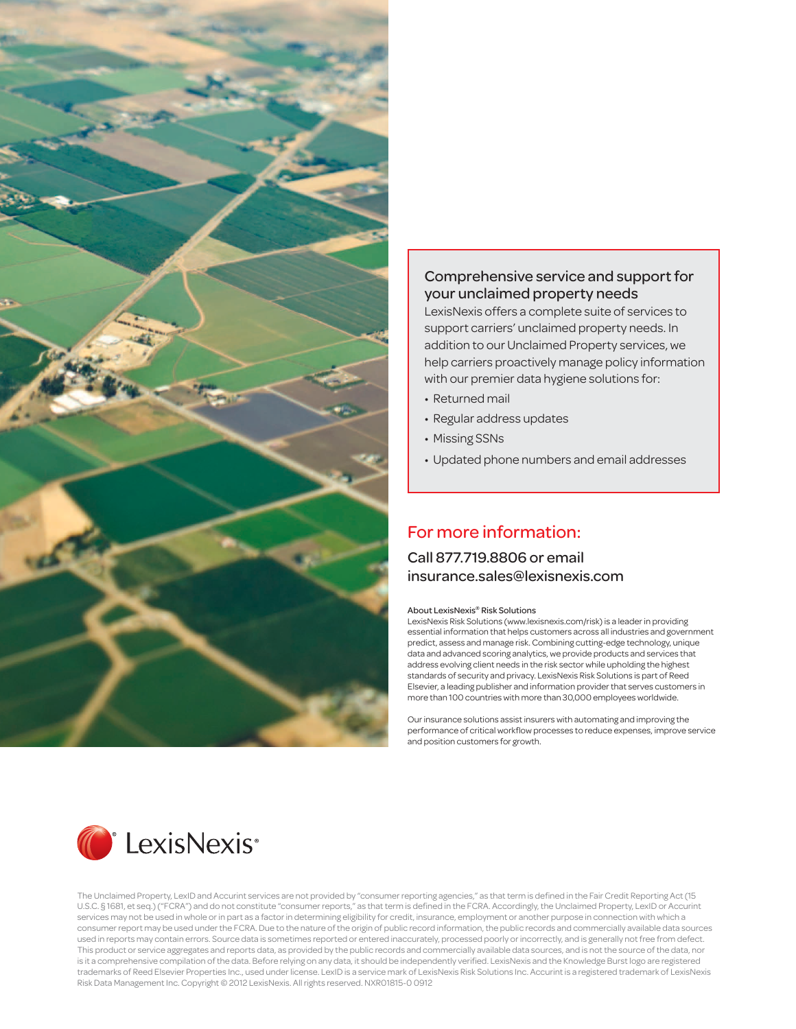## Comprehensive service and support for your unclaimed property needs

LexisNexis offers a complete suite of services to support carriers' unclaimed property needs. In addition to our Unclaimed Property services, we help carriers proactively manage policy information with our premier data hygiene solutions for:

- Returned mail
- Regular address updates
- Missing SSNs
- Updated phone numbers and email addresses

## For more information:

Call 877.719.8806 or email insurance.sales@lexisnexis.com

**About LexisNexis® Risk Solutions**

LexisNexis Risk Solutions (www.lexisnexis.com/risk) is a leader in providing essential information that helps customers across all industries and government predict, assess and manage risk. Combining cutting-edge technology, unique data and advanced scoring analytics, we provide products and services that address evolving client needs in the risk sector while upholding the highest standards of security and privacy. LexisNexis Risk Solutions is part of Reed Elsevier, a leading publisher and information provider that serves customers in more than 100 countries with more than 30,000 employees worldwide.

Our insurance solutions assist insurers with automating and improving the performance of critical workflow processes to reduce expenses, improve service and position customers for growth.

LexisNexis®

The Unclaimed Property, LexID and Accurint services are not provided by "consumer reporting agencies," as that term is defined in the Fair Credit Reporting Act (15 U.S.C. § 1681, et seq.) ("FCRA") and do not constitute "consumer reports," as that term is defined in the FCRA. Accordingly, the Unclaimed Property, LexID or Accurint services may not be used in whole or in part as a factor in determining eligibility for credit, insurance, employment or another purpose in connection with which a consumer report may be used under the FCRA. Due to the nature of the origin of public record information, the public records and commercially available data sources used in reports may contain errors. Source data is sometimes reported or entered inaccurately, processed poorly or incorrectly, and is generally not free from defect. This product or service aggregates and reports data, as provided by the public records and commercially available data sources, and is not the source of the data, nor is it a comprehensive compilation of the data. Before relying on any data, it should be independently verified. LexisNexis and the Knowledge Burst logo are registered trademarks of Reed Elsevier Properties Inc., used under license. LexID is a service mark of LexisNexis Risk Solutions Inc. Accurint is a registered trademark of LexisNexis Risk Data Management Inc. Copyright © 2012 LexisNexis. All rights reserved. NXR01815-0 0912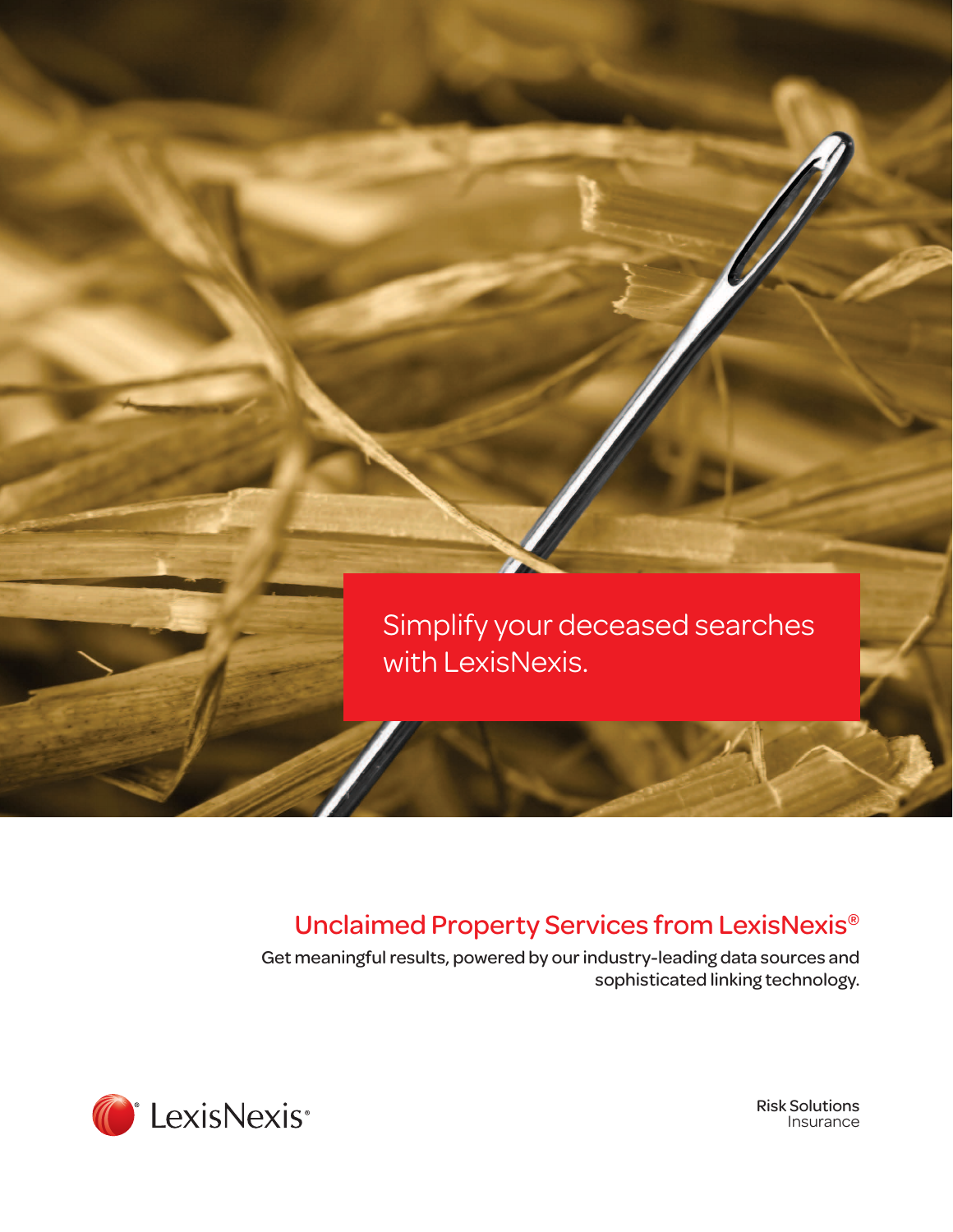Simplify your deceased searches with LexisNexis.

## Unclaimed Property Services from LexisNexis®

Get meaningful results, powered by our industry-leading data sources and sophisticated linking technology.

LexisNexis®

Risk Solutions
Insurance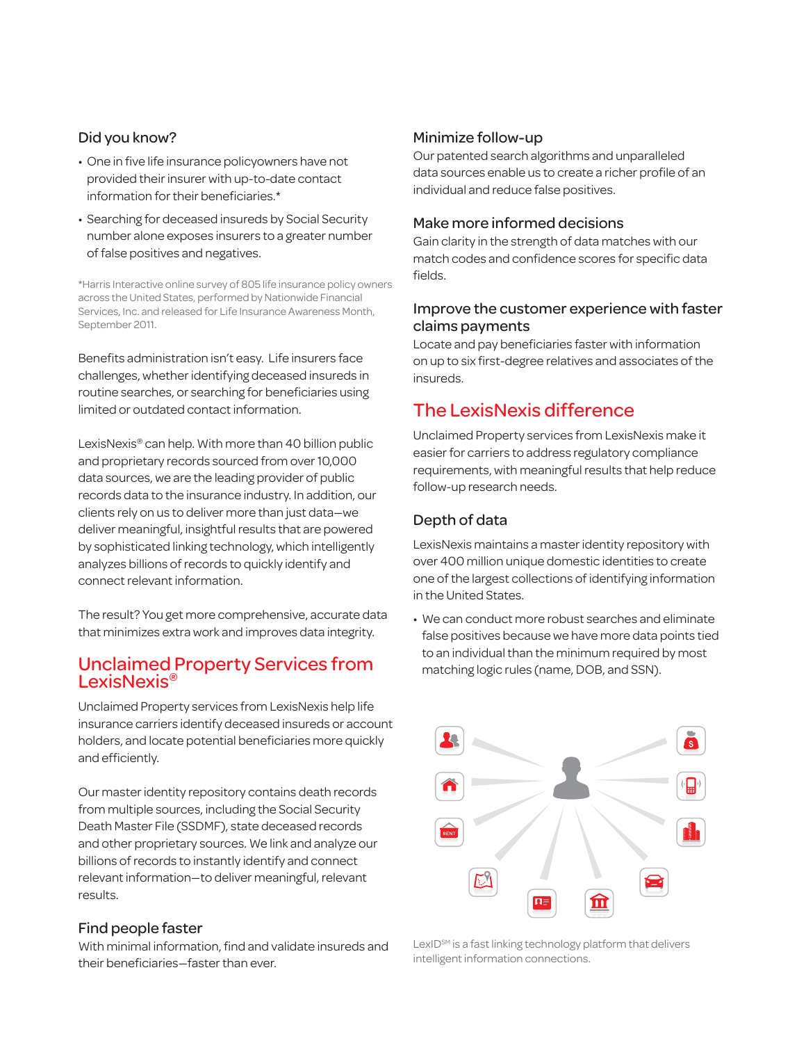## Did you know?

- One in five life insurance policyowners have not provided their insurer with up-to-date contact information for their beneficiaries.*
- Searching for deceased insureds by Social Security number alone exposes insurers to a greater number of false positives and negatives.

*Harris Interactive online survey of 805 life insurance policy owners across the United States, performed by Nationwide Financial Services, Inc. and released for Life Insurance Awareness Month, September 2011.

Benefits administration isn't easy. Life insurers face challenges, whether identifying deceased insureds in routine searches, or searching for beneficiaries using limited or outdated contact information.

LexisNexis® can help. With more than 40 billion public and proprietary records sourced from over 10,000 data sources, we are the leading provider of public records data to the insurance industry. In addition, our clients rely on us to deliver more than just data—we deliver meaningful, insightful results that are powered by sophisticated linking technology, which intelligently analyzes billions of records to quickly identify and connect relevant information.

The result? You get more comprehensive, accurate data that minimizes extra work and improves data integrity.

## Unclaimed Property Services from LexisNexis®

Unclaimed Property services from LexisNexis help life insurance carriers identify deceased insureds or account holders, and locate potential beneficiaries more quickly and efficiently.

Our master identity repository contains death records from multiple sources, including the Social Security Death Master File (SSDMF), state deceased records and other proprietary sources. We link and analyze our billions of records to instantly identify and connect relevant information—to deliver meaningful, relevant results.

### Find people faster

With minimal information, find and validate insureds and their beneficiaries—faster than ever.

### Minimize follow-up

Our patented search algorithms and unparalleled data sources enable us to create a richer profile of an individual and reduce false positives.

### Make more informed decisions

Gain clarity in the strength of data matches with our match codes and confidence scores for specific data fields.

### Improve the customer experience with faster claims payments

Locate and pay beneficiaries faster with information on up to six first-degree relatives and associates of the insureds.

## The LexisNexis difference

Unclaimed Property services from LexisNexis make it easier for carriers to address regulatory compliance requirements, with meaningful results that help reduce follow-up research needs.

### Depth of data

LexisNexis maintains a master identity repository with over 400 million unique domestic identities to create one of the largest collections of identifying information in the United States.

- We can conduct more robust searches and eliminate false positives because we have more data points tied to an individual than the minimum required by most matching logic rules (name, DOB, and SSN).

LexID℠ is a fast linking technology platform that delivers intelligent information connections.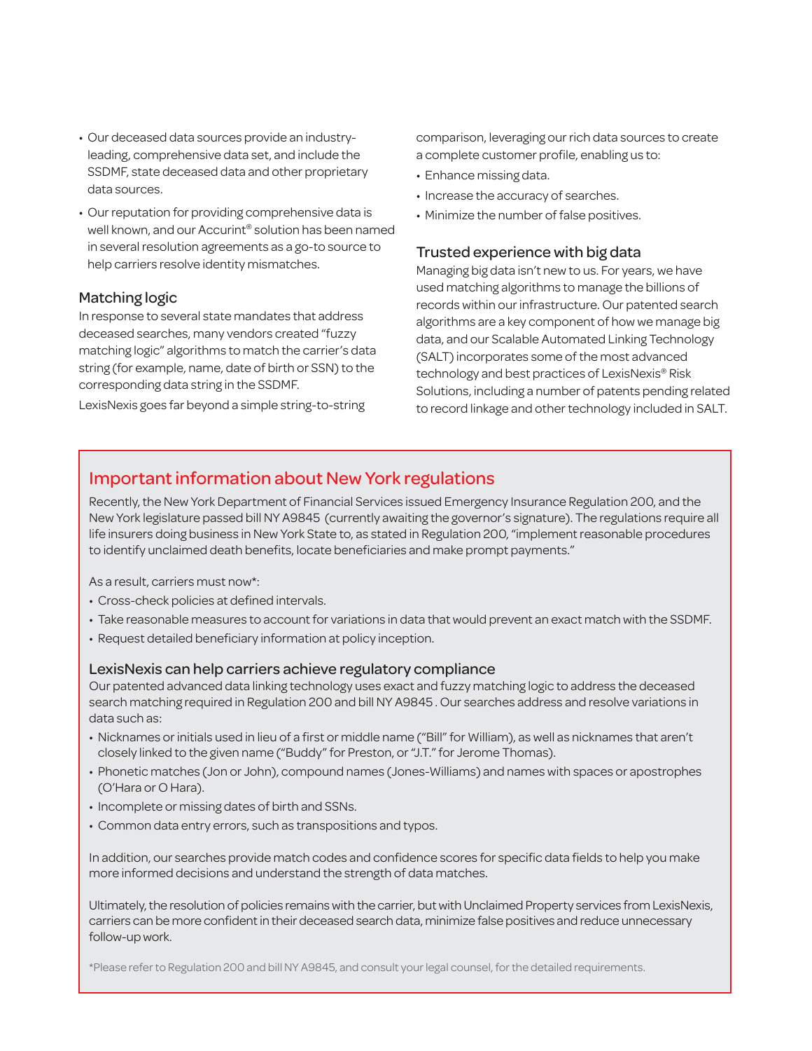- Our deceased data sources provide an industry-leading, comprehensive data set, and include the SSDMF, state deceased data and other proprietary data sources.
- Our reputation for providing comprehensive data is well known, and our Accurint® solution has been named in several resolution agreements as a go-to source to help carriers resolve identity mismatches.

### Matching logic

In response to several state mandates that address deceased searches, many vendors created "fuzzy matching logic" algorithms to match the carrier's data string (for example, name, date of birth or SSN) to the corresponding data string in the SSDMF.

LexisNexis goes far beyond a simple string-to-string comparison, leveraging our rich data sources to create a complete customer profile, enabling us to:

- Enhance missing data.
- Increase the accuracy of searches.
- Minimize the number of false positives.

### Trusted experience with big data

Managing big data isn't new to us. For years, we have used matching algorithms to manage the billions of records within our infrastructure. Our patented search algorithms are a key component of how we manage big data, and our Scalable Automated Linking Technology (SALT) incorporates some of the most advanced technology and best practices of LexisNexis® Risk Solutions, including a number of patents pending related to record linkage and other technology included in SALT.

## Important information about New York regulations

Recently, the New York Department of Financial Services issued Emergency Insurance Regulation 200, and the New York legislature passed bill NY A9845 (currently awaiting the governor's signature). The regulations require all life insurers doing business in New York State to, as stated in Regulation 200, "implement reasonable procedures to identify unclaimed death benefits, locate beneficiaries and make prompt payments."

As a result, carriers must now*:

- Cross-check policies at defined intervals.
- Take reasonable measures to account for variations in data that would prevent an exact match with the SSDMF.
- Request detailed beneficiary information at policy inception.

### LexisNexis can help carriers achieve regulatory compliance

Our patented advanced data linking technology uses exact and fuzzy matching logic to address the deceased search matching required in Regulation 200 and bill NY A9845 . Our searches address and resolve variations in data such as:

- Nicknames or initials used in lieu of a first or middle name ("Bill" for William), as well as nicknames that aren't closely linked to the given name ("Buddy" for Preston, or "J.T." for Jerome Thomas).
- Phonetic matches (Jon or John), compound names (Jones-Williams) and names with spaces or apostrophes (O'Hara or O Hara).
- Incomplete or missing dates of birth and SSNs.
- Common data entry errors, such as transpositions and typos.

In addition, our searches provide match codes and confidence scores for specific data fields to help you make more informed decisions and understand the strength of data matches.

Ultimately, the resolution of policies remains with the carrier, but with Unclaimed Property services from LexisNexis, carriers can be more confident in their deceased search data, minimize false positives and reduce unnecessary follow-up work.

*Please refer to Regulation 200 and bill NY A9845, and consult your legal counsel, for the detailed requirements.